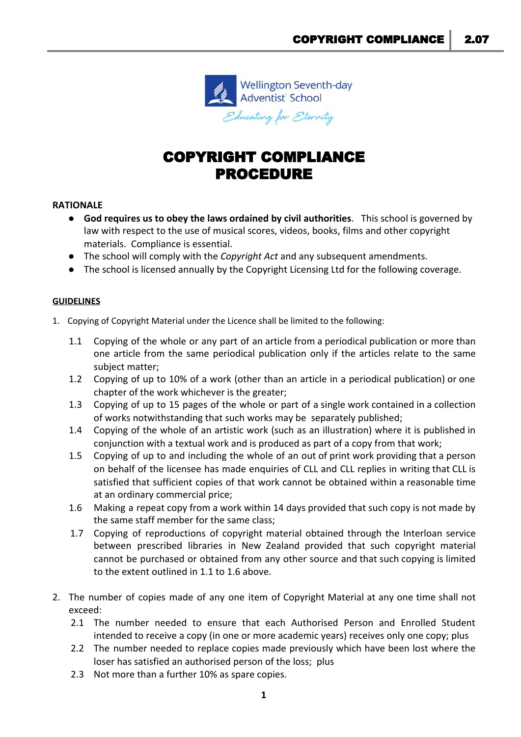Wellington Seventh-day Adventist School

Educating for Eternity

# COPYRIGHT COMPLIANCE PROCEDURE

**RATIONALE**

- **God requires us to obey the laws ordained by civil authorities**. This school is governed by law with respect to the use of musical scores, videos, books, films and other copyright materials. Compliance is essential.
- The school will comply with the *Copyright Act* and any subsequent amendments.
- The school is licensed annually by the Copyright Licensing Ltd for the following coverage.

**GUIDELINES**

1. Copying of Copyright Material under the Licence shall be limited to the following:

   1.1 Copying of the whole or any part of an article from a periodical publication or more than one article from the same periodical publication only if the articles relate to the same subject matter;

   1.2 Copying of up to 10% of a work (other than an article in a periodical publication) or one chapter of the work whichever is the greater;

   1.3 Copying of up to 15 pages of the whole or part of a single work contained in a collection of works notwithstanding that such works may be separately published;

   1.4 Copying of the whole of an artistic work (such as an illustration) where it is published in conjunction with a textual work and is produced as part of a copy from that work;

   1.5 Copying of up to and including the whole of an out of print work providing that a person on behalf of the licensee has made enquiries of CLL and CLL replies in writing that CLL is satisfied that sufficient copies of that work cannot be obtained within a reasonable time at an ordinary commercial price;

   1.6 Making a repeat copy from a work within 14 days provided that such copy is not made by the same staff member for the same class;

   1.7 Copying of reproductions of copyright material obtained through the Interloan service between prescribed libraries in New Zealand provided that such copyright material cannot be purchased or obtained from any other source and that such copying is limited to the extent outlined in 1.1 to 1.6 above.

2. The number of copies made of any one item of Copyright Material at any one time shall not exceed:

   2.1 The number needed to ensure that each Authorised Person and Enrolled Student intended to receive a copy (in one or more academic years) receives only one copy; plus

   2.2 The number needed to replace copies made previously which have been lost where the loser has satisfied an authorised person of the loss; plus

   2.3 Not more than a further 10% as spare copies.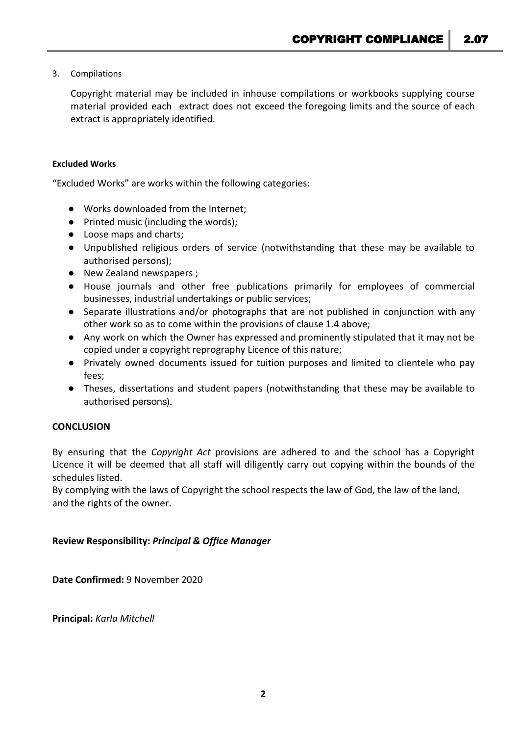3. Compilations

   Copyright material may be included in inhouse compilations or workbooks supplying course material provided each extract does not exceed the foregoing limits and the source of each extract is appropriately identified.

**Excluded Works**

"Excluded Works" are works within the following categories:

- Works downloaded from the Internet;
- Printed music (including the words);
- Loose maps and charts;
- Unpublished religious orders of service (notwithstanding that these may be available to authorised persons);
- New Zealand newspapers ;
- House journals and other free publications primarily for employees of commercial businesses, industrial undertakings or public services;
- Separate illustrations and/or photographs that are not published in conjunction with any other work so as to come within the provisions of clause 1.4 above;
- Any work on which the Owner has expressed and prominently stipulated that it may not be copied under a copyright reprography Licence of this nature;
- Privately owned documents issued for tuition purposes and limited to clientele who pay fees;
- Theses, dissertations and student papers (notwithstanding that these may be available to authorised persons).

**CONCLUSION**

By ensuring that the *Copyright Act* provisions are adhered to and the school has a Copyright Licence it will be deemed that all staff will diligently carry out copying within the bounds of the schedules listed.
By complying with the laws of Copyright the school respects the law of God, the law of the land, and the rights of the owner.

**Review Responsibility:** ***Principal & Office Manager***

**Date Confirmed:** 9 November 2020

**Principal:** *Karla Mitchell*